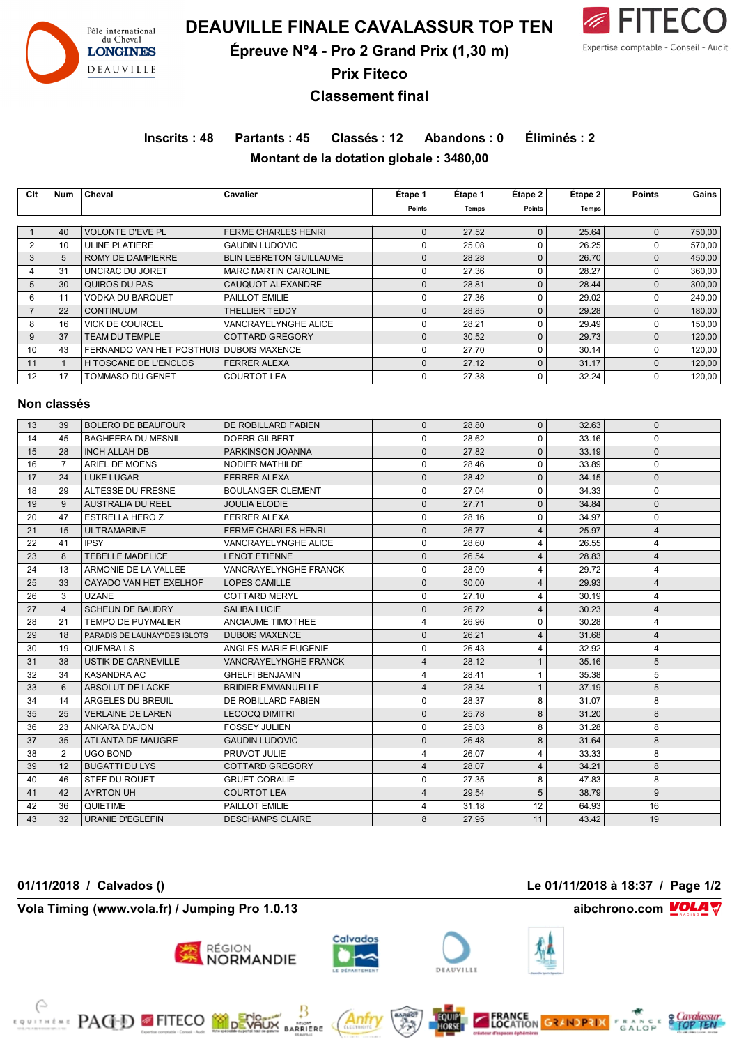# DEAUVILLE FINALE CAVALASSUR TOP TEN

## Épreuve N°4 - Pro 2 Grand Prix (1,30 m)

## Prix Fiteco

## Classement final

**Inscrits : 48  Partants : 45  Classés : 12  Abandons : 0  Éliminés : 2**

**Montant de la dotation globale : 3480,00**

| Clt | Num | Cheval | Cavalier | Étape 1 Points | Étape 1 Temps | Étape 2 Points | Étape 2 Temps | Points | Gains |
|---|---|---|---|---|---|---|---|---|---|
| 1 | 40 | VOLONTE D'EVE PL | FERME CHARLES HENRI | 0 | 27.52 | 0 | 25.64 | 0 | 750,00 |
| 2 | 10 | ULINE PLATIERE | GAUDIN LUDOVIC | 0 | 25.08 | 0 | 26.25 | 0 | 570,00 |
| 3 | 5 | ROMY DE DAMPIERRE | BLIN LEBRETON GUILLAUME | 0 | 28.28 | 0 | 26.70 | 0 | 450,00 |
| 4 | 31 | UNCRAC DU JORET | MARC MARTIN CAROLINE | 0 | 27.36 | 0 | 28.27 | 0 | 360,00 |
| 5 | 30 | QUIROS DU PAS | CAUQUOT ALEXANDRE | 0 | 28.81 | 0 | 28.44 | 0 | 300,00 |
| 6 | 11 | VODKA DU BARQUET | PAILLOT EMILIE | 0 | 27.36 | 0 | 29.02 | 0 | 240,00 |
| 7 | 22 | CONTINUUM | THELLIER TEDDY | 0 | 28.85 | 0 | 29.28 | 0 | 180,00 |
| 8 | 16 | VICK DE COURCEL | VANCRAYELYNGHE ALICE | 0 | 28.21 | 0 | 29.49 | 0 | 150,00 |
| 9 | 37 | TEAM DU TEMPLE | COTTARD GREGORY | 0 | 30.52 | 0 | 29.73 | 0 | 120,00 |
| 10 | 43 | FERNANDO VAN HET POSTHUIS | DUBOIS MAXENCE | 0 | 27.70 | 0 | 30.14 | 0 | 120,00 |
| 11 | 1 | H TOSCANE DE L'ENCLOS | FERRER ALEXA | 0 | 27.12 | 0 | 31.17 | 0 | 120,00 |
| 12 | 17 | TOMMASO DU GENET | COURTOT LEA | 0 | 27.38 | 0 | 32.24 | 0 | 120,00 |

## Non classés

| Clt | Num | Cheval | Cavalier | Étape 1 Points | Étape 1 Temps | Étape 2 Points | Étape 2 Temps | Points | Gains |
|---|---|---|---|---|---|---|---|---|---|
| 13 | 39 | BOLERO DE BEAUFOUR | DE ROBILLARD FABIEN | 0 | 28.80 | 0 | 32.63 | 0 | |
| 14 | 45 | BAGHEERA DU MESNIL | DOERR GILBERT | 0 | 28.62 | 0 | 33.16 | 0 | |
| 15 | 28 | INCH ALLAH DB | PARKINSON JOANNA | 0 | 27.82 | 0 | 33.19 | 0 | |
| 16 | 7 | ARIEL DE MOENS | NODIER MATHILDE | 0 | 28.46 | 0 | 33.89 | 0 | |
| 17 | 24 | LUKE LUGAR | FERRER ALEXA | 0 | 28.42 | 0 | 34.15 | 0 | |
| 18 | 29 | ALTESSE DU FRESNE | BOULANGER CLEMENT | 0 | 27.04 | 0 | 34.33 | 0 | |
| 19 | 9 | AUSTRALIA DU REEL | JOULIA ELODIE | 0 | 27.71 | 0 | 34.84 | 0 | |
| 20 | 47 | ESTRELLA HERO Z | FERRER ALEXA | 0 | 28.16 | 0 | 34.97 | 0 | |
| 21 | 15 | ULTRAMARINE | FERME CHARLES HENRI | 0 | 26.77 | 4 | 25.97 | 4 | |
| 22 | 41 | IPSY | VANCRAYELYNGHE ALICE | 0 | 28.60 | 4 | 26.55 | 4 | |
| 23 | 8 | TEBELLE MADELICE | LENOT ETIENNE | 0 | 26.54 | 4 | 28.83 | 4 | |
| 24 | 13 | ARMONIE DE LA VALLEE | VANCRAYELYNGHE FRANCK | 0 | 28.09 | 4 | 29.72 | 4 | |
| 25 | 33 | CAYADO VAN HET EXELHOF | LOPES CAMILLE | 0 | 30.00 | 4 | 29.93 | 4 | |
| 26 | 3 | UZANE | COTTARD MERYL | 0 | 27.10 | 4 | 30.19 | 4 | |
| 27 | 4 | SCHEUN DE BAUDRY | SALIBA LUCIE | 0 | 26.72 | 4 | 30.23 | 4 | |
| 28 | 21 | TEMPO DE PUYMALIER | ANCIAUME TIMOTHEE | 4 | 26.96 | 0 | 30.28 | 4 | |
| 29 | 18 | PARADIS DE LAUNAY*DES ISLOTS | DUBOIS MAXENCE | 0 | 26.21 | 4 | 31.68 | 4 | |
| 30 | 19 | QUEMBA LS | ANGLES MARIE EUGENIE | 0 | 26.43 | 4 | 32.92 | 4 | |
| 31 | 38 | USTIK DE CARNEVILLE | VANCRAYELYNGHE FRANCK | 4 | 28.12 | 1 | 35.16 | 5 | |
| 32 | 34 | KASANDRA AC | GHELFI BENJAMIN | 4 | 28.41 | 1 | 35.38 | 5 | |
| 33 | 6 | ABSOLUT DE LACKE | BRIDIER EMMANUELLE | 4 | 28.34 | 1 | 37.19 | 5 | |
| 34 | 14 | ARGELES DU BREUIL | DE ROBILLARD FABIEN | 0 | 28.37 | 8 | 31.07 | 8 | |
| 35 | 25 | VERLAINE DE LAREN | LECOCQ DIMITRI | 0 | 25.78 | 8 | 31.20 | 8 | |
| 36 | 23 | ANKARA D'AJON | FOSSEY JULIEN | 0 | 25.03 | 8 | 31.28 | 8 | |
| 37 | 35 | ATLANTA DE MAUGRE | GAUDIN LUDOVIC | 0 | 26.48 | 8 | 31.64 | 8 | |
| 38 | 2 | UGO BOND | PRUVOT JULIE | 4 | 26.07 | 4 | 33.33 | 8 | |
| 39 | 12 | BUGATTI DU LYS | COTTARD GREGORY | 4 | 28.07 | 4 | 34.21 | 8 | |
| 40 | 46 | STEF DU ROUET | GRUET CORALIE | 0 | 27.35 | 8 | 47.83 | 8 | |
| 41 | 42 | AYRTON UH | COURTOT LEA | 4 | 29.54 | 5 | 38.79 | 9 | |
| 42 | 36 | QUIETIME | PAILLOT EMILIE | 4 | 31.18 | 12 | 64.93 | 16 | |
| 43 | 32 | URANIE D'EGLEFIN | DESCHAMPS CLAIRE | 8 | 27.95 | 11 | 43.42 | 19 | |

01/11/2018 / Calvados () — Le 01/11/2018 à 18:37

Vola Timing (www.vola.fr) / Jumping Pro 1.0.13 — aibchrono.com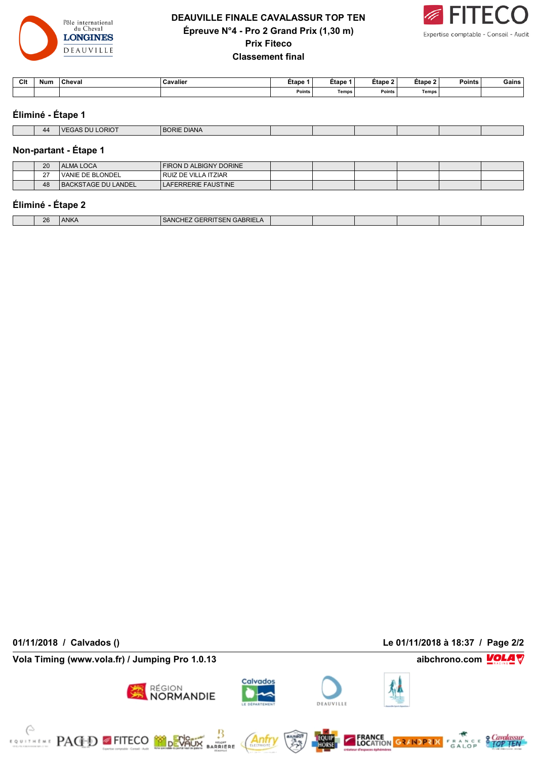**DEAUVILLE FINALE CAVALASSUR TOP TEN**

**Épreuve N°4 - Pro 2 Grand Prix (1,30 m)**

**Prix Fiteco**

**Classement final**

| Clt | Num | Cheval | Cavalier | Étape 1 Points | Étape 1 Temps | Étape 2 Points | Étape 2 Temps | Points | Gains |
|---|---|---|---|---|---|---|---|---|---|

## Éliminé - Étape 1

| Clt | Num | Cheval | Cavalier | Étape 1 Points | Étape 1 Temps | Étape 2 Points | Étape 2 Temps | Points | Gains |
|---|---|---|---|---|---|---|---|---|---|
| | 44 | VEGAS DU LORIOT | BORIE DIANA | | | | | | |

## Non-partant - Étape 1

| Clt | Num | Cheval | Cavalier | Étape 1 Points | Étape 1 Temps | Étape 2 Points | Étape 2 Temps | Points | Gains |
|---|---|---|---|---|---|---|---|---|---|
| | 20 | ALMA LOCA | FIRON D ALBIGNY DORINE | | | | | | |
| | 27 | VANIE DE BLONDEL | RUIZ DE VILLA ITZIAR | | | | | | |
| | 48 | BACKSTAGE DU LANDEL | LAFERRERIE FAUSTINE | | | | | | |

## Éliminé - Étape 2

| Clt | Num | Cheval | Cavalier | Étape 1 Points | Étape 1 Temps | Étape 2 Points | Étape 2 Temps | Points | Gains |
|---|---|---|---|---|---|---|---|---|---|
| | 26 | ANKA | SANCHEZ GERRITSEN GABRIELA | | | | | | |

**01/11/2018 / Calvados ()** — **Le 01/11/2018 à 18:37**

**Vola Timing (www.vola.fr) / Jumping Pro 1.0.13** — **aibchrono.com**